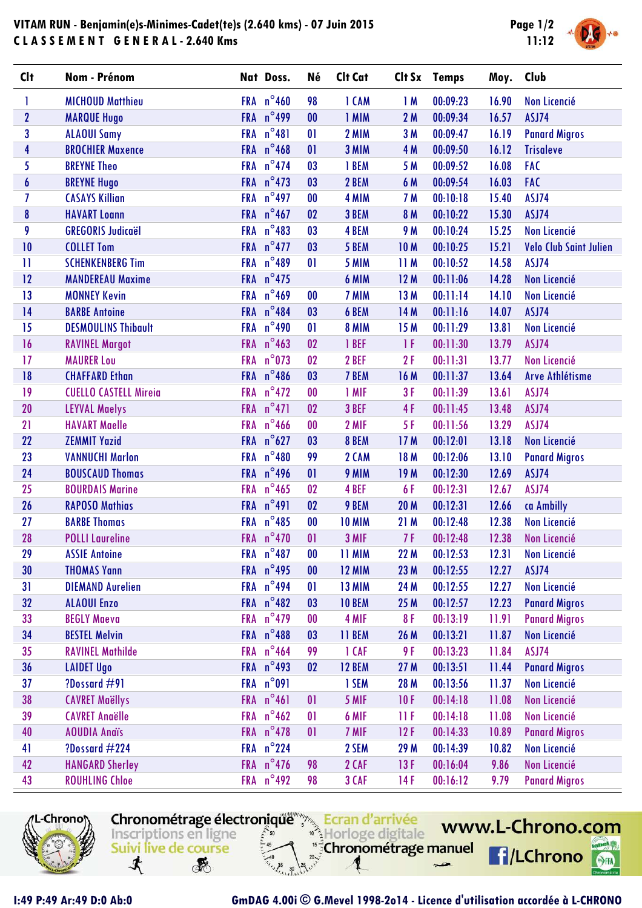# VITAM RUN - Benjamin(e)s-Minimes-Cadet(te)s (2.640 kms) - 07 Juin 2015

## CLASSEMENT GENERAL - 2.640 Kms

| Clt | Nom - Prénom | Nat | Doss. | Né | Clt Cat | Clt Sx | Temps | Moy. | Club |
|---|---|---|---|---|---|---|---|---|---|
| 1 | MICHOUD Matthieu | FRA | n°460 | 98 | 1 CAM | 1 M | 00:09:23 | 16.90 | Non Licencié |
| 2 | MARQUE Hugo | FRA | n°499 | 00 | 1 MIM | 2 M | 00:09:34 | 16.57 | ASJ74 |
| 3 | ALAOUI Samy | FRA | n°481 | 01 | 2 MIM | 3 M | 00:09:47 | 16.19 | Panard Migros |
| 4 | BROCHIER Maxence | FRA | n°468 | 01 | 3 MIM | 4 M | 00:09:50 | 16.12 | Trisaleve |
| 5 | BREYNE Theo | FRA | n°474 | 03 | 1 BEM | 5 M | 00:09:52 | 16.08 | FAC |
| 6 | BREYNE Hugo | FRA | n°473 | 03 | 2 BEM | 6 M | 00:09:54 | 16.03 | FAC |
| 7 | CASAYS Killian | FRA | n°497 | 00 | 4 MIM | 7 M | 00:10:18 | 15.40 | ASJ74 |
| 8 | HAVART Loann | FRA | n°467 | 02 | 3 BEM | 8 M | 00:10:22 | 15.30 | ASJ74 |
| 9 | GREGORIS Judicaël | FRA | n°483 | 03 | 4 BEM | 9 M | 00:10:24 | 15.25 | Non Licencié |
| 10 | COLLET Tom | FRA | n°477 | 03 | 5 BEM | 10 M | 00:10:25 | 15.21 | Velo Club Saint Julien |
| 11 | SCHENKENBERG Tim | FRA | n°489 | 01 | 5 MIM | 11 M | 00:10:52 | 14.58 | ASJ74 |
| 12 | MANDEREAU Maxime | FRA | n°475 | | 6 MIM | 12 M | 00:11:06 | 14.28 | Non Licencié |
| 13 | MONNEY Kevin | FRA | n°469 | 00 | 7 MIM | 13 M | 00:11:14 | 14.10 | Non Licencié |
| 14 | BARBE Antoine | FRA | n°484 | 03 | 6 BEM | 14 M | 00:11:16 | 14.07 | ASJ74 |
| 15 | DESMOULINS Thibault | FRA | n°490 | 01 | 8 MIM | 15 M | 00:11:29 | 13.81 | Non Licencié |
| 16 | RAVINEL Margot | FRA | n°463 | 02 | 1 BEF | 1 F | 00:11:30 | 13.79 | ASJ74 |
| 17 | MAURER Lou | FRA | n°073 | 02 | 2 BEF | 2 F | 00:11:31 | 13.77 | Non Licencié |
| 18 | CHAFFARD Ethan | FRA | n°486 | 03 | 7 BEM | 16 M | 00:11:37 | 13.64 | Arve Athlétisme |
| 19 | CUELLO CASTELL Mireia | FRA | n°472 | 00 | 1 MIF | 3 F | 00:11:39 | 13.61 | ASJ74 |
| 20 | LEYVAL Maelys | FRA | n°471 | 02 | 3 BEF | 4 F | 00:11:45 | 13.48 | ASJ74 |
| 21 | HAVART Maelle | FRA | n°466 | 00 | 2 MIF | 5 F | 00:11:56 | 13.29 | ASJ74 |
| 22 | ZEMMIT Yazid | FRA | n°627 | 03 | 8 BEM | 17 M | 00:12:01 | 13.18 | Non Licencié |
| 23 | VANNUCHI Marlon | FRA | n°480 | 99 | 2 CAM | 18 M | 00:12:06 | 13.10 | Panard Migros |
| 24 | BOUSCAUD Thomas | FRA | n°496 | 01 | 9 MIM | 19 M | 00:12:30 | 12.69 | ASJ74 |
| 25 | BOURDAIS Marine | FRA | n°465 | 02 | 4 BEF | 6 F | 00:12:31 | 12.67 | ASJ74 |
| 26 | RAPOSO Mathias | FRA | n°491 | 02 | 9 BEM | 20 M | 00:12:31 | 12.66 | ca Ambilly |
| 27 | BARBE Thomas | FRA | n°485 | 00 | 10 MIM | 21 M | 00:12:48 | 12.38 | Non Licencié |
| 28 | POLLI Laureline | FRA | n°470 | 01 | 3 MIF | 7 F | 00:12:48 | 12.38 | Non Licencié |
| 29 | ASSIE Antoine | FRA | n°487 | 00 | 11 MIM | 22 M | 00:12:53 | 12.31 | Non Licencié |
| 30 | THOMAS Yann | FRA | n°495 | 00 | 12 MIM | 23 M | 00:12:55 | 12.27 | ASJ74 |
| 31 | DIEMAND Aurelien | FRA | n°494 | 01 | 13 MIM | 24 M | 00:12:55 | 12.27 | Non Licencié |
| 32 | ALAOUI Enzo | FRA | n°482 | 03 | 10 BEM | 25 M | 00:12:57 | 12.23 | Panard Migros |
| 33 | BEGLY Maeva | FRA | n°479 | 00 | 4 MIF | 8 F | 00:13:19 | 11.91 | Panard Migros |
| 34 | BESTEL Melvin | FRA | n°488 | 03 | 11 BEM | 26 M | 00:13:21 | 11.87 | Non Licencié |
| 35 | RAVINEL Mathilde | FRA | n°464 | 99 | 1 CAF | 9 F | 00:13:23 | 11.84 | ASJ74 |
| 36 | LAIDET Ugo | FRA | n°493 | 02 | 12 BEM | 27 M | 00:13:51 | 11.44 | Panard Migros |
| 37 | ?Dossard #91 | FRA | n°091 | | 1 SEM | 28 M | 00:13:56 | 11.37 | Non Licencié |
| 38 | CAVRET Maëllys | FRA | n°461 | 01 | 5 MIF | 10 F | 00:14:18 | 11.08 | Non Licencié |
| 39 | CAVRET Anaëlle | FRA | n°462 | 01 | 6 MIF | 11 F | 00:14:18 | 11.08 | Non Licencié |
| 40 | AOUDIA Anaïs | FRA | n°478 | 01 | 7 MIF | 12 F | 00:14:33 | 10.89 | Panard Migros |
| 41 | ?Dossard #224 | FRA | n°224 | | 2 SEM | 29 M | 00:14:39 | 10.82 | Non Licencié |
| 42 | HANGARD Sherley | FRA | n°476 | 98 | 2 CAF | 13 F | 00:16:04 | 9.86 | Non Licencié |
| 43 | ROUHLING Chloe | FRA | n°492 | 98 | 3 CAF | 14 F | 00:16:12 | 9.79 | Panard Migros |

Chronométrage électronique — Inscriptions en ligne — Suivi live de course — Ecran d'arrivée — Horloge digitale — Chronométrage manuel — www.L-Chrono.com — /LChrono

I:49 P:49 Ar:49 D:0 Ab:0 — GmDAG 4.00i © G.Mevel 1998-2o14 - Licence d'utilisation accordée à L-CHRONO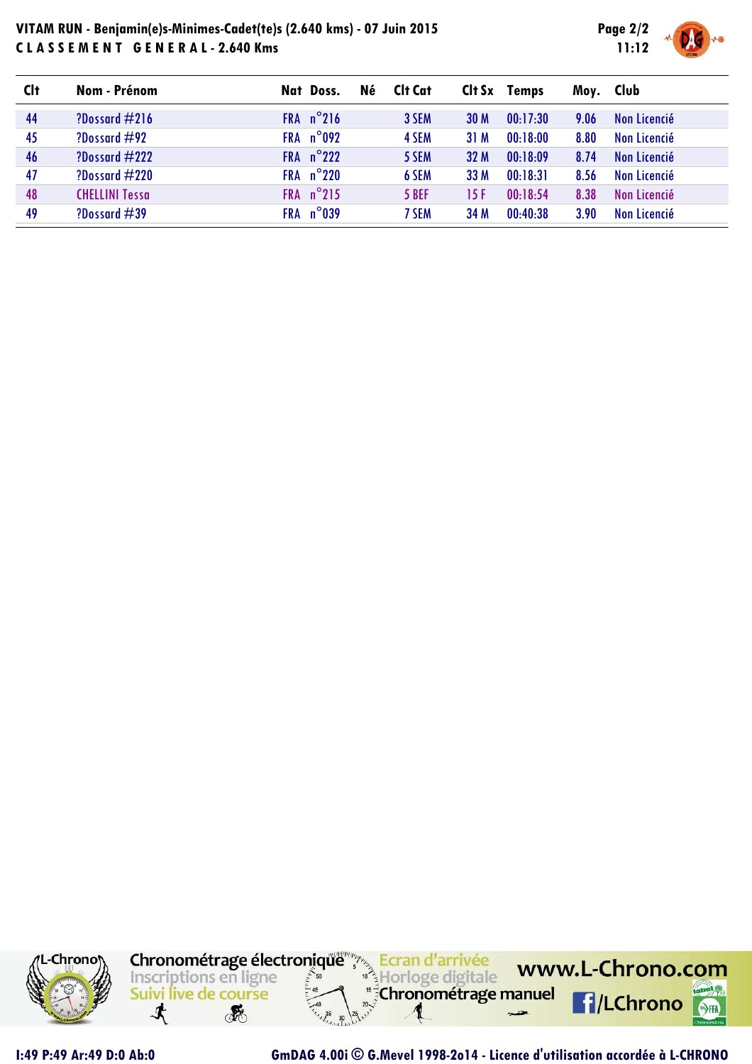# VITAM RUN - Benjamin(e)s-Minimes-Cadet(te)s (2.640 kms) - 07 Juin 2015

**C L A S S E M E N T   G E N E R A L - 2.640 Kms**

| Clt | Nom - Prénom | Nat | Doss. | Né | Clt Cat | Clt Sx | Temps | Moy. | Club |
|---|---|---|---|---|---|---|---|---|---|
| 44 | ?Dossard #216 | FRA | n°216 | | 3 SEM | 30 M | 00:17:30 | 9.06 | Non Licencié |
| 45 | ?Dossard #92 | FRA | n°092 | | 4 SEM | 31 M | 00:18:00 | 8.80 | Non Licencié |
| 46 | ?Dossard #222 | FRA | n°222 | | 5 SEM | 32 M | 00:18:09 | 8.74 | Non Licencié |
| 47 | ?Dossard #220 | FRA | n°220 | | 6 SEM | 33 M | 00:18:31 | 8.56 | Non Licencié |
| 48 | CHELLINI Tessa | FRA | n°215 | | 5 BEF | 15 F | 00:18:54 | 8.38 | Non Licencié |
| 49 | ?Dossard #39 | FRA | n°039 | | 7 SEM | 34 M | 00:40:38 | 3.90 | Non Licencié |

Chronométrage électronique
Inscriptions en ligne
Suivi live de course
Ecran d'arrivée
Horloge digitale
Chronométrage manuel
www.L-Chrono.com
/LChrono

I:49 P:49 Ar:49 D:0 Ab:0

GmDAG 4.00i © G.Mevel 1998-2014 - Licence d'utilisation accordée à L-CHRONO